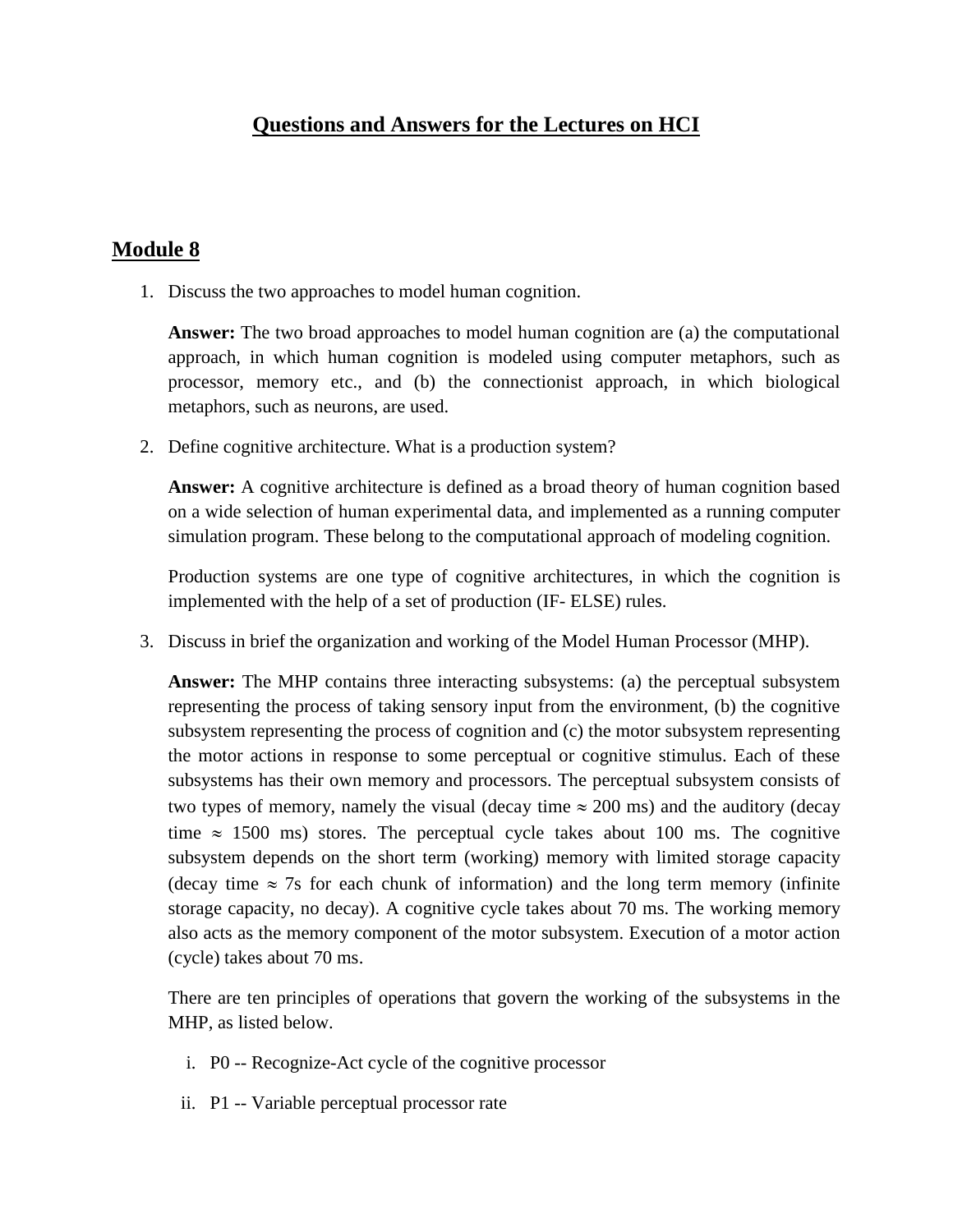# Questions and Answers for the Lectures on HCI

## Module 8

1. Discuss the two approaches to model human cognition.

   **Answer:** The two broad approaches to model human cognition are (a) the computational approach, in which human cognition is modeled using computer metaphors, such as processor, memory etc., and (b) the connectionist approach, in which biological metaphors, such as neurons, are used.

2. Define cognitive architecture. What is a production system?

   **Answer:** A cognitive architecture is defined as a broad theory of human cognition based on a wide selection of human experimental data, and implemented as a running computer simulation program. These belong to the computational approach of modeling cognition.

   Production systems are one type of cognitive architectures, in which the cognition is implemented with the help of a set of production (IF- ELSE) rules.

3. Discuss in brief the organization and working of the Model Human Processor (MHP).

   **Answer:** The MHP contains three interacting subsystems: (a) the perceptual subsystem representing the process of taking sensory input from the environment, (b) the cognitive subsystem representing the process of cognition and (c) the motor subsystem representing the motor actions in response to some perceptual or cognitive stimulus. Each of these subsystems has their own memory and processors. The perceptual subsystem consists of two types of memory, namely the visual (decay time $\approx$ 200 ms) and the auditory (decay time $\approx$ 1500 ms) stores. The perceptual cycle takes about 100 ms. The cognitive subsystem depends on the short term (working) memory with limited storage capacity (decay time $\approx$ 7s for each chunk of information) and the long term memory (infinite storage capacity, no decay). A cognitive cycle takes about 70 ms. The working memory also acts as the memory component of the motor subsystem. Execution of a motor action (cycle) takes about 70 ms.

   There are ten principles of operations that govern the working of the subsystems in the MHP, as listed below.

   i. P0 -- Recognize-Act cycle of the cognitive processor

   ii. P1 -- Variable perceptual processor rate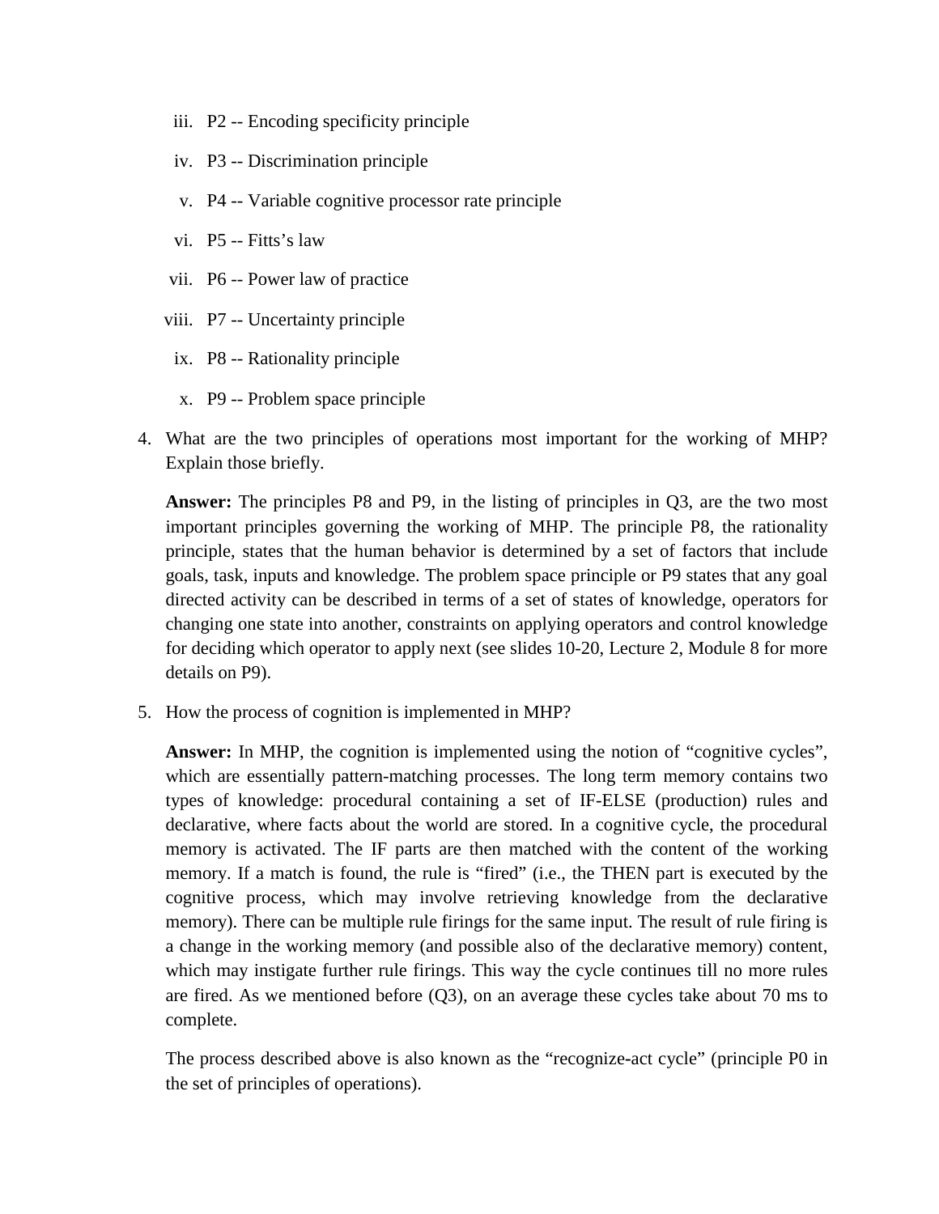iii. P2 -- Encoding specificity principle

iv. P3 -- Discrimination principle

v. P4 -- Variable cognitive processor rate principle

vi. P5 -- Fitts's law

vii. P6 -- Power law of practice

viii. P7 -- Uncertainty principle

ix. P8 -- Rationality principle

x. P9 -- Problem space principle

4. What are the two principles of operations most important for the working of MHP? Explain those briefly.

   **Answer:** The principles P8 and P9, in the listing of principles in Q3, are the two most important principles governing the working of MHP. The principle P8, the rationality principle, states that the human behavior is determined by a set of factors that include goals, task, inputs and knowledge. The problem space principle or P9 states that any goal directed activity can be described in terms of a set of states of knowledge, operators for changing one state into another, constraints on applying operators and control knowledge for deciding which operator to apply next (see slides 10-20, Lecture 2, Module 8 for more details on P9).

5. How the process of cognition is implemented in MHP?

   **Answer:** In MHP, the cognition is implemented using the notion of "cognitive cycles", which are essentially pattern-matching processes. The long term memory contains two types of knowledge: procedural containing a set of IF-ELSE (production) rules and declarative, where facts about the world are stored. In a cognitive cycle, the procedural memory is activated. The IF parts are then matched with the content of the working memory. If a match is found, the rule is "fired" (i.e., the THEN part is executed by the cognitive process, which may involve retrieving knowledge from the declarative memory). There can be multiple rule firings for the same input. The result of rule firing is a change in the working memory (and possible also of the declarative memory) content, which may instigate further rule firings. This way the cycle continues till no more rules are fired. As we mentioned before (Q3), on an average these cycles take about 70 ms to complete.

   The process described above is also known as the "recognize-act cycle" (principle P0 in the set of principles of operations).